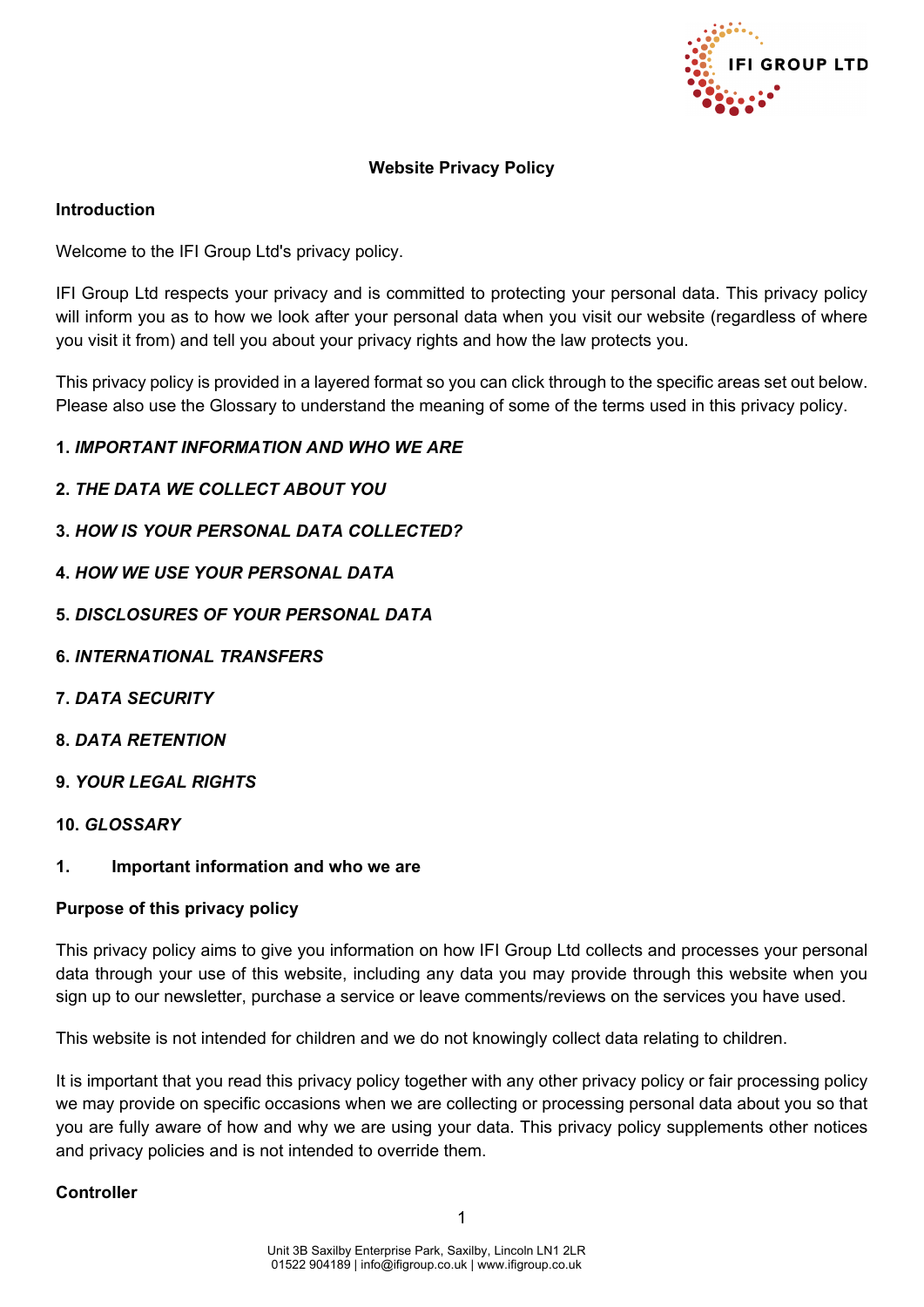# Website Privacy Policy

## Introduction

Welcome to the IFI Group Ltd's privacy policy.

IFI Group Ltd respects your privacy and is committed to protecting your personal data. This privacy policy will inform you as to how we look after your personal data when you visit our website (regardless of where you visit it from) and tell you about your privacy rights and how the law protects you.

This privacy policy is provided in a layered format so you can click through to the specific areas set out below. Please also use the Glossary to understand the meaning of some of the terms used in this privacy policy.

**1. *IMPORTANT INFORMATION AND WHO WE ARE***

**2. *THE DATA WE COLLECT ABOUT YOU***

**3. *HOW IS YOUR PERSONAL DATA COLLECTED?***

**4. *HOW WE USE YOUR PERSONAL DATA***

**5. *DISCLOSURES OF YOUR PERSONAL DATA***

**6. *INTERNATIONAL TRANSFERS***

**7. *DATA SECURITY***

**8. *DATA RETENTION***

**9. *YOUR LEGAL RIGHTS***

**10. *GLOSSARY***

## 1. Important information and who we are

### Purpose of this privacy policy

This privacy policy aims to give you information on how IFI Group Ltd collects and processes your personal data through your use of this website, including any data you may provide through this website when you sign up to our newsletter, purchase a service or leave comments/reviews on the services you have used.

This website is not intended for children and we do not knowingly collect data relating to children.

It is important that you read this privacy policy together with any other privacy policy or fair processing policy we may provide on specific occasions when we are collecting or processing personal data about you so that you are fully aware of how and why we are using your data. This privacy policy supplements other notices and privacy policies and is not intended to override them.

### Controller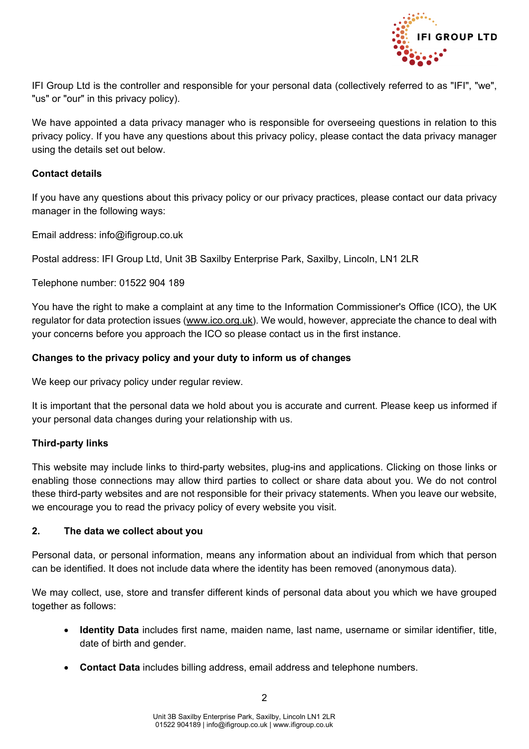IFI Group Ltd is the controller and responsible for your personal data (collectively referred to as "IFI", "we", "us" or "our" in this privacy policy).

We have appointed a data privacy manager who is responsible for overseeing questions in relation to this privacy policy. If you have any questions about this privacy policy, please contact the data privacy manager using the details set out below.

**Contact details**

If you have any questions about this privacy policy or our privacy practices, please contact our data privacy manager in the following ways:

Email address: info@ifigroup.co.uk

Postal address: IFI Group Ltd, Unit 3B Saxilby Enterprise Park, Saxilby, Lincoln, LN1 2LR

Telephone number: 01522 904 189

You have the right to make a complaint at any time to the Information Commissioner's Office (ICO), the UK regulator for data protection issues (www.ico.org.uk). We would, however, appreciate the chance to deal with your concerns before you approach the ICO so please contact us in the first instance.

**Changes to the privacy policy and your duty to inform us of changes**

We keep our privacy policy under regular review.

It is important that the personal data we hold about you is accurate and current. Please keep us informed if your personal data changes during your relationship with us.

**Third-party links**

This website may include links to third-party websites, plug-ins and applications. Clicking on those links or enabling those connections may allow third parties to collect or share data about you. We do not control these third-party websites and are not responsible for their privacy statements. When you leave our website, we encourage you to read the privacy policy of every website you visit.

## 2. The data we collect about you

Personal data, or personal information, means any information about an individual from which that person can be identified. It does not include data where the identity has been removed (anonymous data).

We may collect, use, store and transfer different kinds of personal data about you which we have grouped together as follows:

- **Identity Data** includes first name, maiden name, last name, username or similar identifier, title, date of birth and gender.
- **Contact Data** includes billing address, email address and telephone numbers.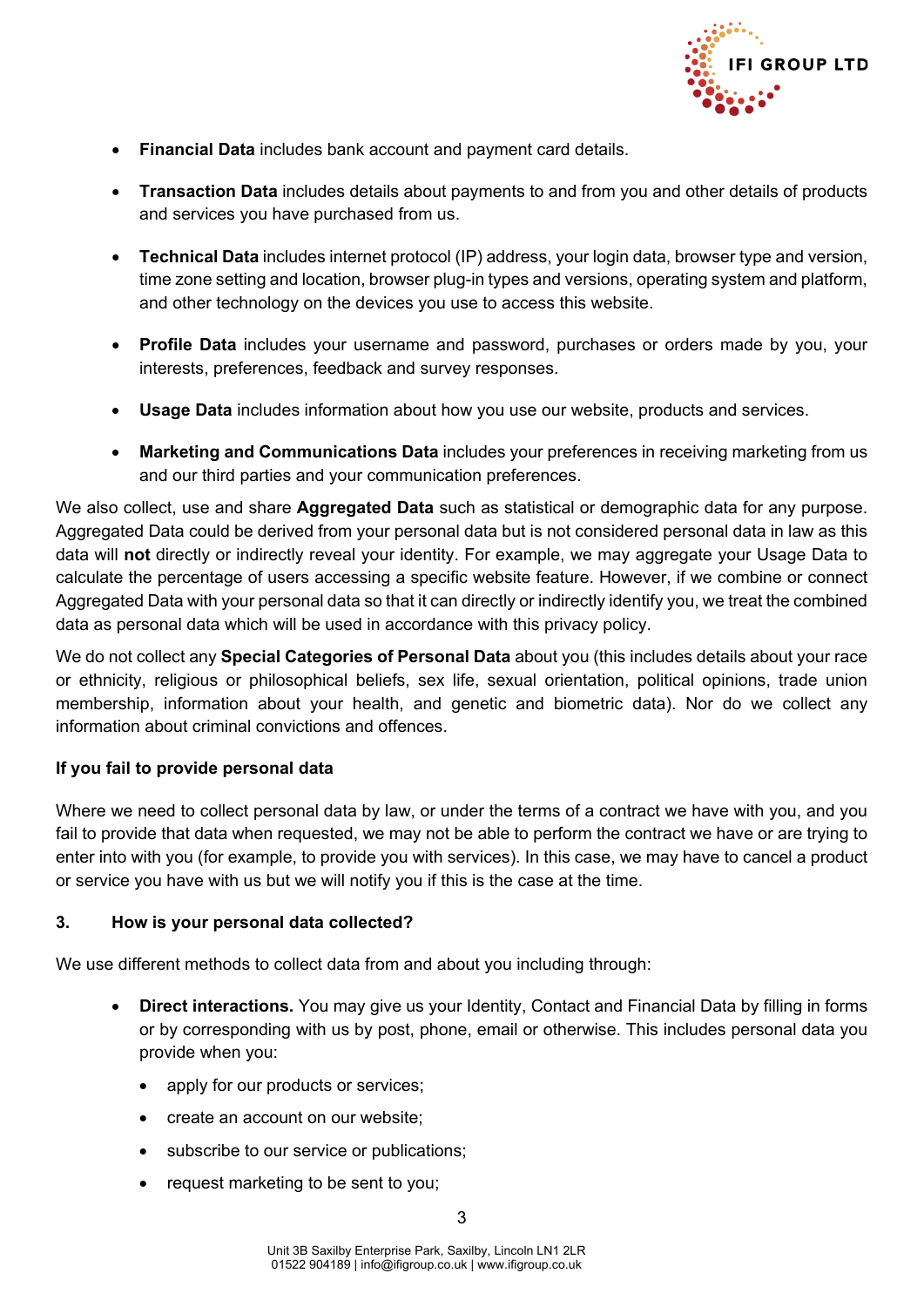- **Financial Data** includes bank account and payment card details.
- **Transaction Data** includes details about payments to and from you and other details of products and services you have purchased from us.
- **Technical Data** includes internet protocol (IP) address, your login data, browser type and version, time zone setting and location, browser plug-in types and versions, operating system and platform, and other technology on the devices you use to access this website.
- **Profile Data** includes your username and password, purchases or orders made by you, your interests, preferences, feedback and survey responses.
- **Usage Data** includes information about how you use our website, products and services.
- **Marketing and Communications Data** includes your preferences in receiving marketing from us and our third parties and your communication preferences.

We also collect, use and share **Aggregated Data** such as statistical or demographic data for any purpose. Aggregated Data could be derived from your personal data but is not considered personal data in law as this data will **not** directly or indirectly reveal your identity. For example, we may aggregate your Usage Data to calculate the percentage of users accessing a specific website feature. However, if we combine or connect Aggregated Data with your personal data so that it can directly or indirectly identify you, we treat the combined data as personal data which will be used in accordance with this privacy policy.

We do not collect any **Special Categories of Personal Data** about you (this includes details about your race or ethnicity, religious or philosophical beliefs, sex life, sexual orientation, political opinions, trade union membership, information about your health, and genetic and biometric data). Nor do we collect any information about criminal convictions and offences.

**If you fail to provide personal data**

Where we need to collect personal data by law, or under the terms of a contract we have with you, and you fail to provide that data when requested, we may not be able to perform the contract we have or are trying to enter into with you (for example, to provide you with services). In this case, we may have to cancel a product or service you have with us but we will notify you if this is the case at the time.

### 3. How is your personal data collected?

We use different methods to collect data from and about you including through:

- **Direct interactions.** You may give us your Identity, Contact and Financial Data by filling in forms or by corresponding with us by post, phone, email or otherwise. This includes personal data you provide when you:
  - apply for our products or services;
  - create an account on our website;
  - subscribe to our service or publications;
  - request marketing to be sent to you;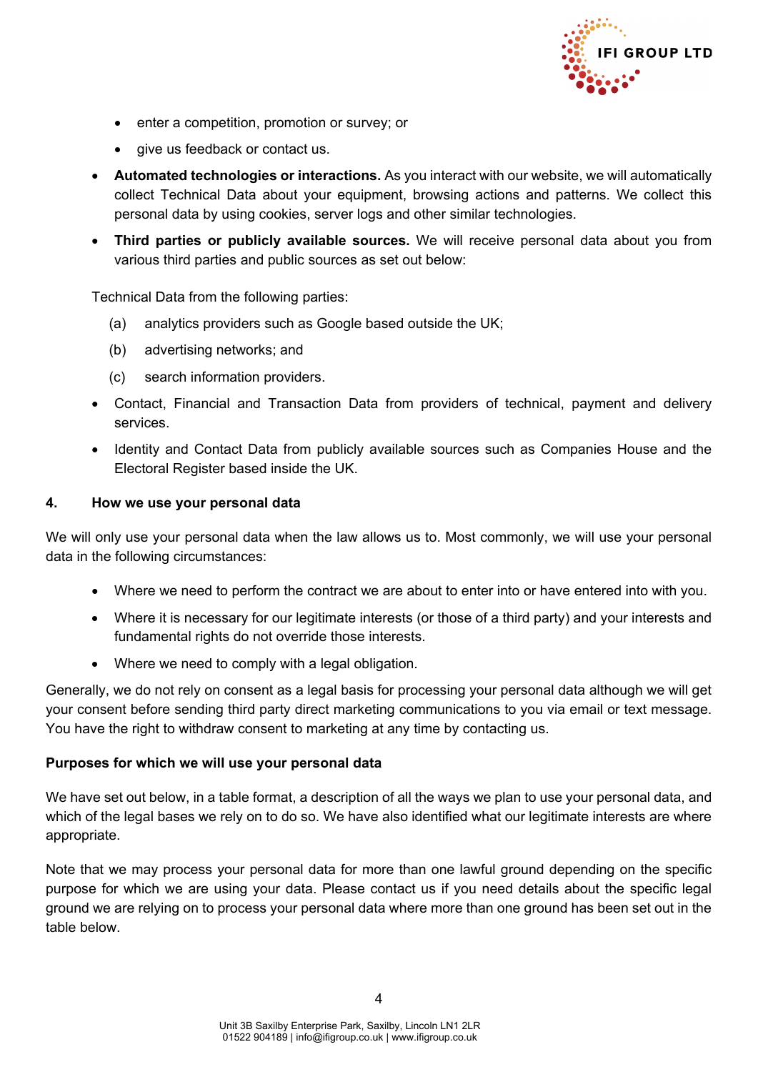- enter a competition, promotion or survey; or
    - give us feedback or contact us.
- **Automated technologies or interactions.** As you interact with our website, we will automatically collect Technical Data about your equipment, browsing actions and patterns. We collect this personal data by using cookies, server logs and other similar technologies.
- **Third parties or publicly available sources.** We will receive personal data about you from various third parties and public sources as set out below:

Technical Data from the following parties:

(a) analytics providers such as Google based outside the UK;

(b) advertising networks; and

(c) search information providers.

- Contact, Financial and Transaction Data from providers of technical, payment and delivery services.
- Identity and Contact Data from publicly available sources such as Companies House and the Electoral Register based inside the UK.

## 4. How we use your personal data

We will only use your personal data when the law allows us to. Most commonly, we will use your personal data in the following circumstances:

- Where we need to perform the contract we are about to enter into or have entered into with you.
- Where it is necessary for our legitimate interests (or those of a third party) and your interests and fundamental rights do not override those interests.
- Where we need to comply with a legal obligation.

Generally, we do not rely on consent as a legal basis for processing your personal data although we will get your consent before sending third party direct marketing communications to you via email or text message. You have the right to withdraw consent to marketing at any time by contacting us.

**Purposes for which we will use your personal data**

We have set out below, in a table format, a description of all the ways we plan to use your personal data, and which of the legal bases we rely on to do so. We have also identified what our legitimate interests are where appropriate.

Note that we may process your personal data for more than one lawful ground depending on the specific purpose for which we are using your data. Please contact us if you need details about the specific legal ground we are relying on to process your personal data where more than one ground has been set out in the table below.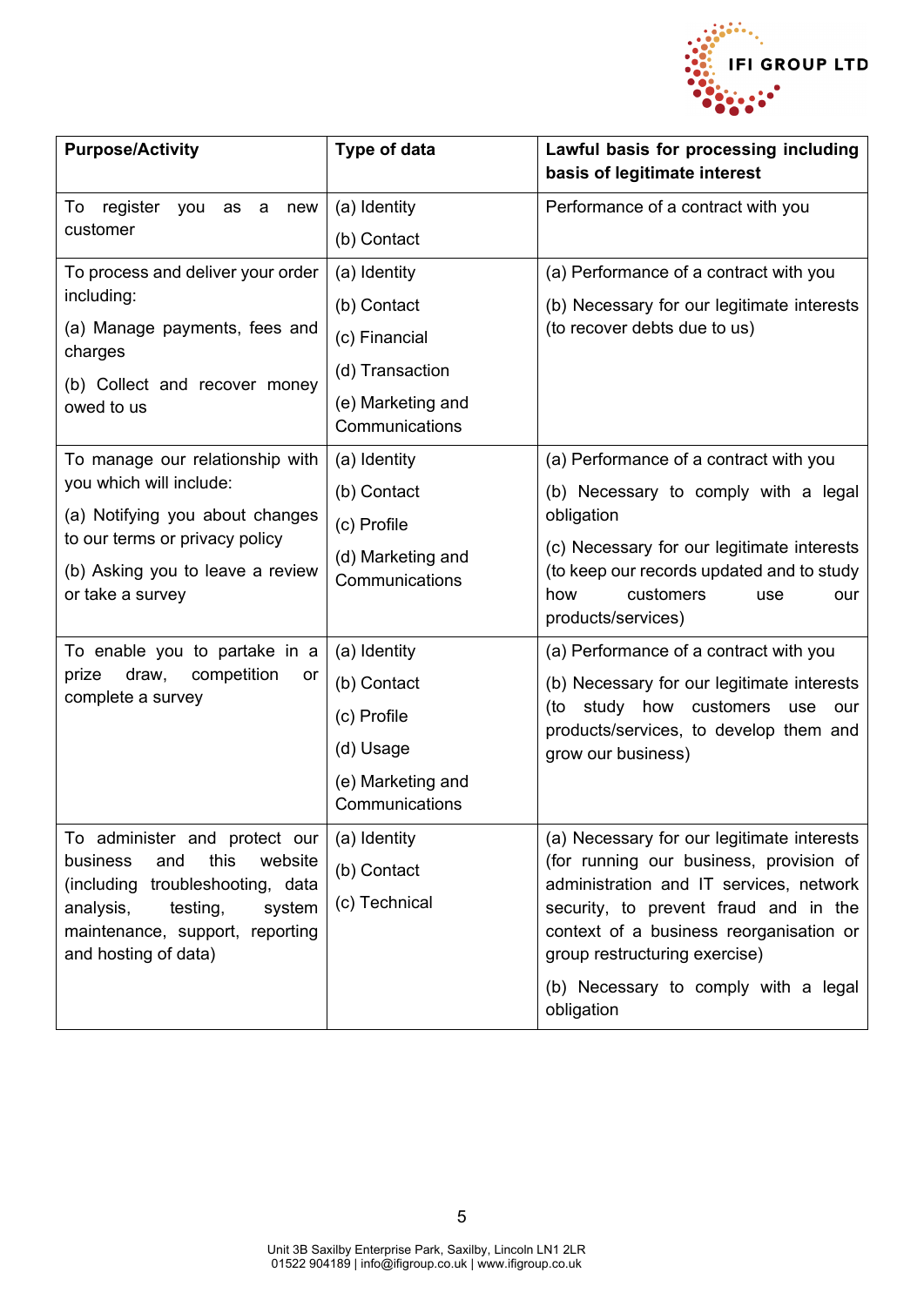| Purpose/Activity | Type of data | Lawful basis for processing including basis of legitimate interest |
|---|---|---|
| To register you as a new customer | (a) Identity<br>(b) Contact | Performance of a contract with you |
| To process and deliver your order including:<br>(a) Manage payments, fees and charges<br>(b) Collect and recover money owed to us | (a) Identity<br>(b) Contact<br>(c) Financial<br>(d) Transaction<br>(e) Marketing and Communications | (a) Performance of a contract with you<br>(b) Necessary for our legitimate interests (to recover debts due to us) |
| To manage our relationship with you which will include:<br>(a) Notifying you about changes to our terms or privacy policy<br>(b) Asking you to leave a review or take a survey | (a) Identity<br>(b) Contact<br>(c) Profile<br>(d) Marketing and Communications | (a) Performance of a contract with you<br>(b) Necessary to comply with a legal obligation<br>(c) Necessary for our legitimate interests (to keep our records updated and to study how customers use our products/services) |
| To enable you to partake in a prize draw, competition or complete a survey | (a) Identity<br>(b) Contact<br>(c) Profile<br>(d) Usage<br>(e) Marketing and Communications | (a) Performance of a contract with you<br>(b) Necessary for our legitimate interests (to study how customers use our products/services, to develop them and grow our business) |
| To administer and protect our business and this website (including troubleshooting, data analysis, testing, system maintenance, support, reporting and hosting of data) | (a) Identity<br>(b) Contact<br>(c) Technical | (a) Necessary for our legitimate interests (for running our business, provision of administration and IT services, network security, to prevent fraud and in the context of a business reorganisation or group restructuring exercise)<br>(b) Necessary to comply with a legal obligation |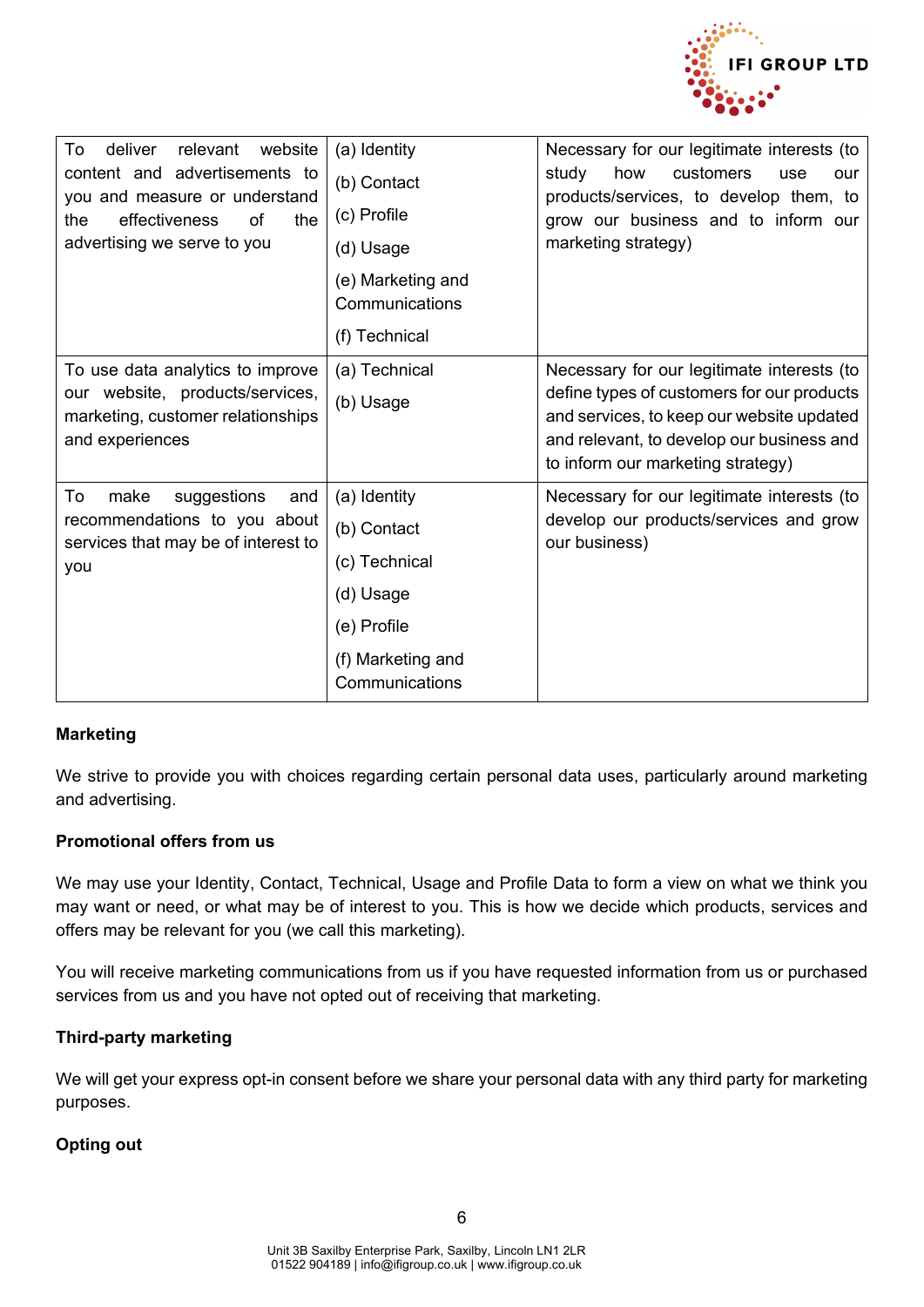| To deliver relevant website content and advertisements to you and measure or understand the effectiveness of the advertising we serve to you | (a) Identity<br>(b) Contact<br>(c) Profile<br>(d) Usage<br>(e) Marketing and Communications<br>(f) Technical | Necessary for our legitimate interests (to study how customers use our products/services, to develop them, to grow our business and to inform our marketing strategy) |
|---|---|---|
| To use data analytics to improve our website, products/services, marketing, customer relationships and experiences | (a) Technical<br>(b) Usage | Necessary for our legitimate interests (to define types of customers for our products and services, to keep our website updated and relevant, to develop our business and to inform our marketing strategy) |
| To make suggestions and recommendations to you about services that may be of interest to you | (a) Identity<br>(b) Contact<br>(c) Technical<br>(d) Usage<br>(e) Profile<br>(f) Marketing and Communications | Necessary for our legitimate interests (to develop our products/services and grow our business) |

**Marketing**

We strive to provide you with choices regarding certain personal data uses, particularly around marketing and advertising.

**Promotional offers from us**

We may use your Identity, Contact, Technical, Usage and Profile Data to form a view on what we think you may want or need, or what may be of interest to you. This is how we decide which products, services and offers may be relevant for you (we call this marketing).

You will receive marketing communications from us if you have requested information from us or purchased services from us and you have not opted out of receiving that marketing.

**Third-party marketing**

We will get your express opt-in consent before we share your personal data with any third party for marketing purposes.

**Opting out**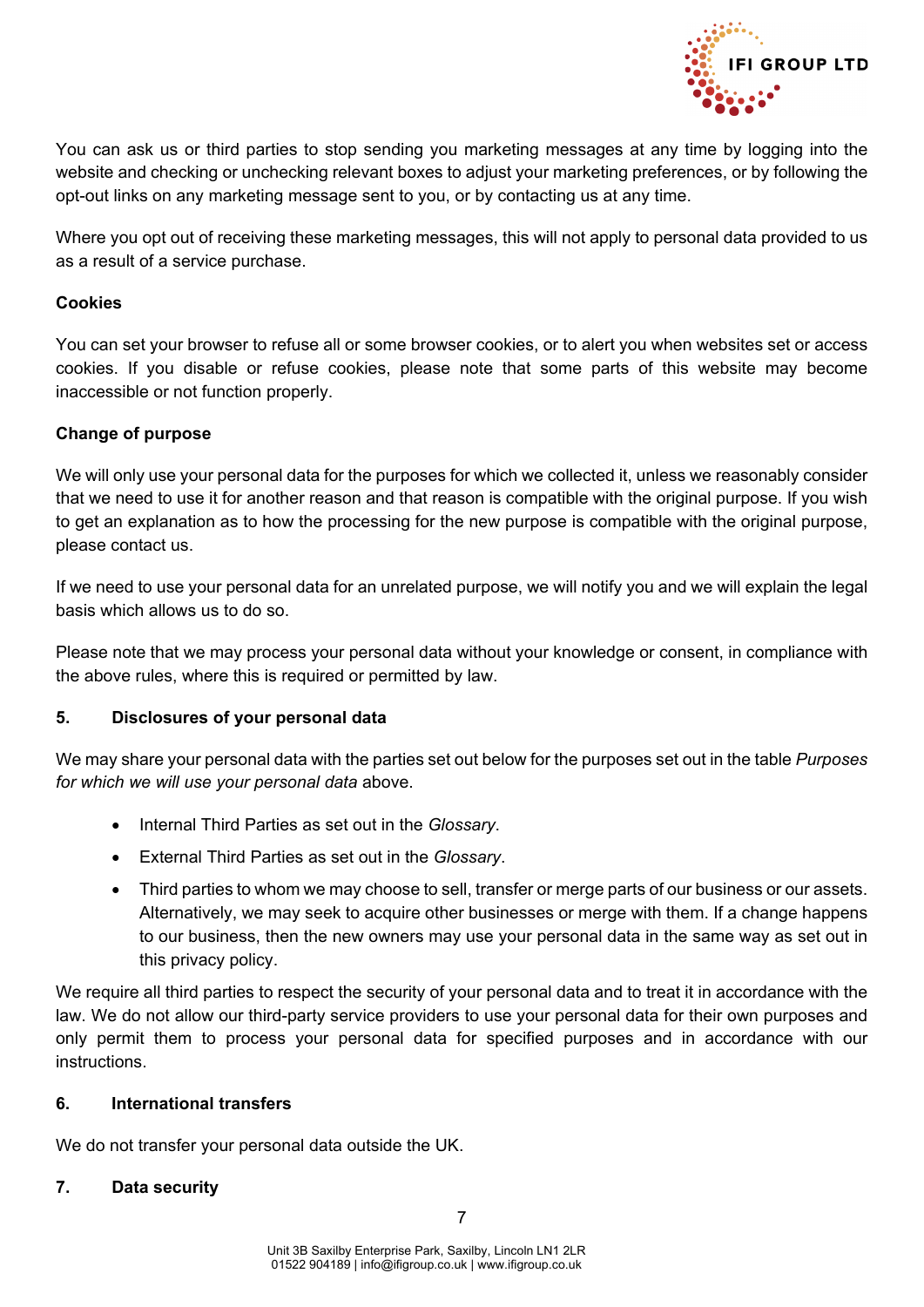You can ask us or third parties to stop sending you marketing messages at any time by logging into the website and checking or unchecking relevant boxes to adjust your marketing preferences, or by following the opt-out links on any marketing message sent to you, or by contacting us at any time.

Where you opt out of receiving these marketing messages, this will not apply to personal data provided to us as a result of a service purchase.

**Cookies**

You can set your browser to refuse all or some browser cookies, or to alert you when websites set or access cookies. If you disable or refuse cookies, please note that some parts of this website may become inaccessible or not function properly.

**Change of purpose**

We will only use your personal data for the purposes for which we collected it, unless we reasonably consider that we need to use it for another reason and that reason is compatible with the original purpose. If you wish to get an explanation as to how the processing for the new purpose is compatible with the original purpose, please contact us.

If we need to use your personal data for an unrelated purpose, we will notify you and we will explain the legal basis which allows us to do so.

Please note that we may process your personal data without your knowledge or consent, in compliance with the above rules, where this is required or permitted by law.

## 5. Disclosures of your personal data

We may share your personal data with the parties set out below for the purposes set out in the table *Purposes for which we will use your personal data* above.

- Internal Third Parties as set out in the *Glossary*.
- External Third Parties as set out in the *Glossary*.
- Third parties to whom we may choose to sell, transfer or merge parts of our business or our assets. Alternatively, we may seek to acquire other businesses or merge with them. If a change happens to our business, then the new owners may use your personal data in the same way as set out in this privacy policy.

We require all third parties to respect the security of your personal data and to treat it in accordance with the law. We do not allow our third-party service providers to use your personal data for their own purposes and only permit them to process your personal data for specified purposes and in accordance with our instructions.

## 6. International transfers

We do not transfer your personal data outside the UK.

## 7. Data security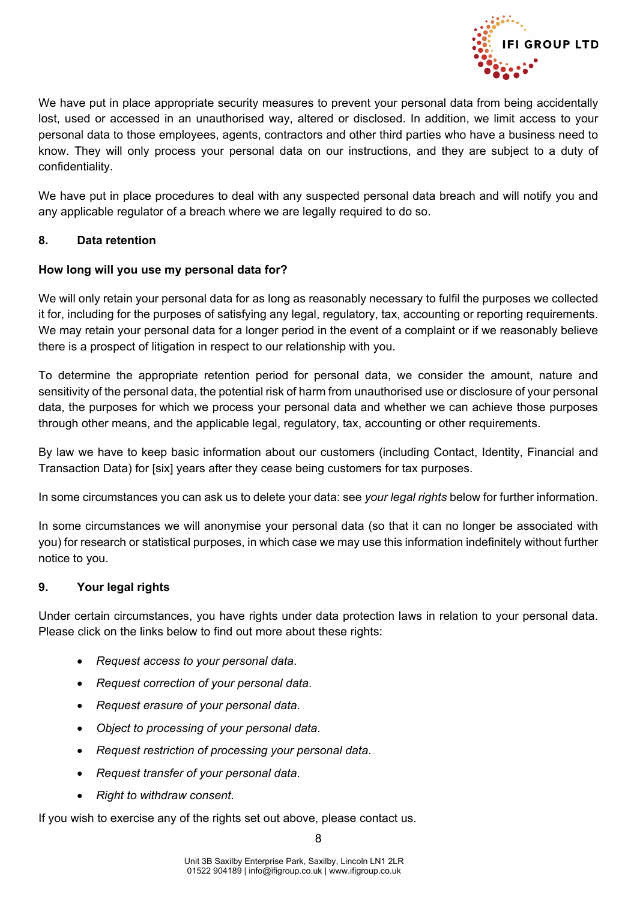We have put in place appropriate security measures to prevent your personal data from being accidentally lost, used or accessed in an unauthorised way, altered or disclosed. In addition, we limit access to your personal data to those employees, agents, contractors and other third parties who have a business need to know. They will only process your personal data on our instructions, and they are subject to a duty of confidentiality.

We have put in place procedures to deal with any suspected personal data breach and will notify you and any applicable regulator of a breach where we are legally required to do so.

## 8. Data retention

**How long will you use my personal data for?**

We will only retain your personal data for as long as reasonably necessary to fulfil the purposes we collected it for, including for the purposes of satisfying any legal, regulatory, tax, accounting or reporting requirements. We may retain your personal data for a longer period in the event of a complaint or if we reasonably believe there is a prospect of litigation in respect to our relationship with you.

To determine the appropriate retention period for personal data, we consider the amount, nature and sensitivity of the personal data, the potential risk of harm from unauthorised use or disclosure of your personal data, the purposes for which we process your personal data and whether we can achieve those purposes through other means, and the applicable legal, regulatory, tax, accounting or other requirements.

By law we have to keep basic information about our customers (including Contact, Identity, Financial and Transaction Data) for [six] years after they cease being customers for tax purposes.

In some circumstances you can ask us to delete your data: see *your legal rights* below for further information.

In some circumstances we will anonymise your personal data (so that it can no longer be associated with you) for research or statistical purposes, in which case we may use this information indefinitely without further notice to you.

## 9. Your legal rights

Under certain circumstances, you have rights under data protection laws in relation to your personal data. Please click on the links below to find out more about these rights:

- *Request access to your personal data*.
- *Request correction of your personal data*.
- *Request erasure of your personal data*.
- *Object to processing of your personal data*.
- *Request restriction of processing your personal data*.
- *Request transfer of your personal data*.
- *Right to withdraw consent*.

If you wish to exercise any of the rights set out above, please contact us.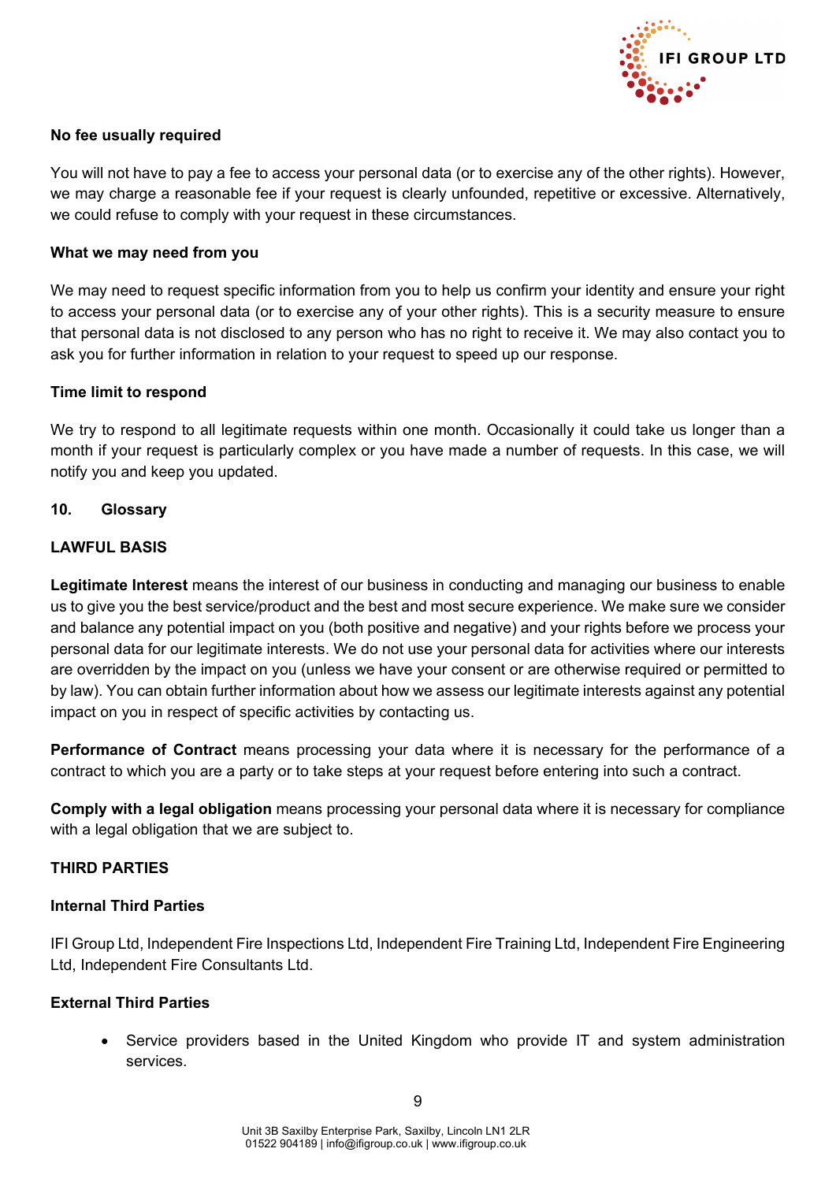**No fee usually required**

You will not have to pay a fee to access your personal data (or to exercise any of the other rights). However, we may charge a reasonable fee if your request is clearly unfounded, repetitive or excessive. Alternatively, we could refuse to comply with your request in these circumstances.

**What we may need from you**

We may need to request specific information from you to help us confirm your identity and ensure your right to access your personal data (or to exercise any of your other rights). This is a security measure to ensure that personal data is not disclosed to any person who has no right to receive it. We may also contact you to ask you for further information in relation to your request to speed up our response.

**Time limit to respond**

We try to respond to all legitimate requests within one month. Occasionally it could take us longer than a month if your request is particularly complex or you have made a number of requests. In this case, we will notify you and keep you updated.

## 10. Glossary

**LAWFUL BASIS**

**Legitimate Interest** means the interest of our business in conducting and managing our business to enable us to give you the best service/product and the best and most secure experience. We make sure we consider and balance any potential impact on you (both positive and negative) and your rights before we process your personal data for our legitimate interests. We do not use your personal data for activities where our interests are overridden by the impact on you (unless we have your consent or are otherwise required or permitted to by law). You can obtain further information about how we assess our legitimate interests against any potential impact on you in respect of specific activities by contacting us.

**Performance of Contract** means processing your data where it is necessary for the performance of a contract to which you are a party or to take steps at your request before entering into such a contract.

**Comply with a legal obligation** means processing your personal data where it is necessary for compliance with a legal obligation that we are subject to.

**THIRD PARTIES**

**Internal Third Parties**

IFI Group Ltd, Independent Fire Inspections Ltd, Independent Fire Training Ltd, Independent Fire Engineering Ltd, Independent Fire Consultants Ltd.

**External Third Parties**

- Service providers based in the United Kingdom who provide IT and system administration services.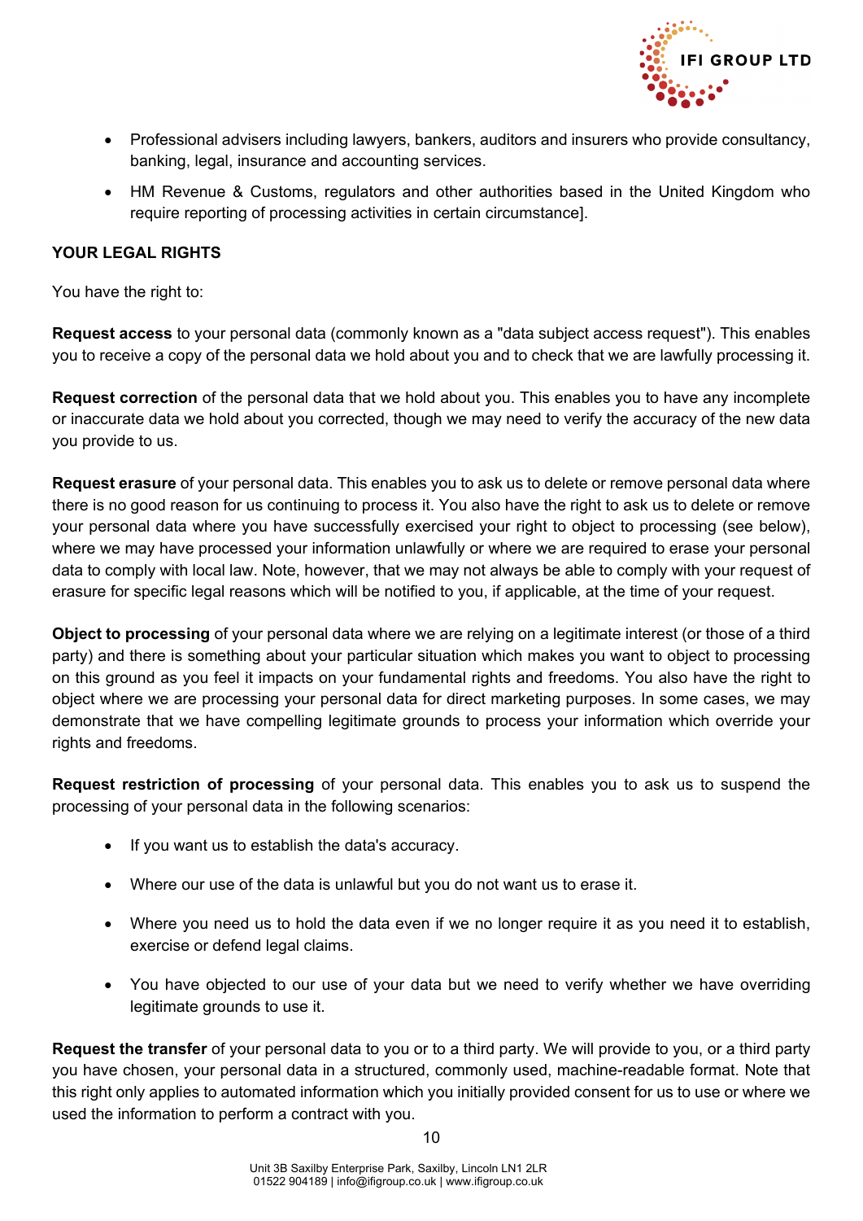- Professional advisers including lawyers, bankers, auditors and insurers who provide consultancy, banking, legal, insurance and accounting services.
- HM Revenue & Customs, regulators and other authorities based in the United Kingdom who require reporting of processing activities in certain circumstance].

**YOUR LEGAL RIGHTS**

You have the right to:

**Request access** to your personal data (commonly known as a "data subject access request"). This enables you to receive a copy of the personal data we hold about you and to check that we are lawfully processing it.

**Request correction** of the personal data that we hold about you. This enables you to have any incomplete or inaccurate data we hold about you corrected, though we may need to verify the accuracy of the new data you provide to us.

**Request erasure** of your personal data. This enables you to ask us to delete or remove personal data where there is no good reason for us continuing to process it. You also have the right to ask us to delete or remove your personal data where you have successfully exercised your right to object to processing (see below), where we may have processed your information unlawfully or where we are required to erase your personal data to comply with local law. Note, however, that we may not always be able to comply with your request of erasure for specific legal reasons which will be notified to you, if applicable, at the time of your request.

**Object to processing** of your personal data where we are relying on a legitimate interest (or those of a third party) and there is something about your particular situation which makes you want to object to processing on this ground as you feel it impacts on your fundamental rights and freedoms. You also have the right to object where we are processing your personal data for direct marketing purposes. In some cases, we may demonstrate that we have compelling legitimate grounds to process your information which override your rights and freedoms.

**Request restriction of processing** of your personal data. This enables you to ask us to suspend the processing of your personal data in the following scenarios:

- If you want us to establish the data's accuracy.
- Where our use of the data is unlawful but you do not want us to erase it.
- Where you need us to hold the data even if we no longer require it as you need it to establish, exercise or defend legal claims.
- You have objected to our use of your data but we need to verify whether we have overriding legitimate grounds to use it.

**Request the transfer** of your personal data to you or to a third party. We will provide to you, or a third party you have chosen, your personal data in a structured, commonly used, machine-readable format. Note that this right only applies to automated information which you initially provided consent for us to use or where we used the information to perform a contract with you.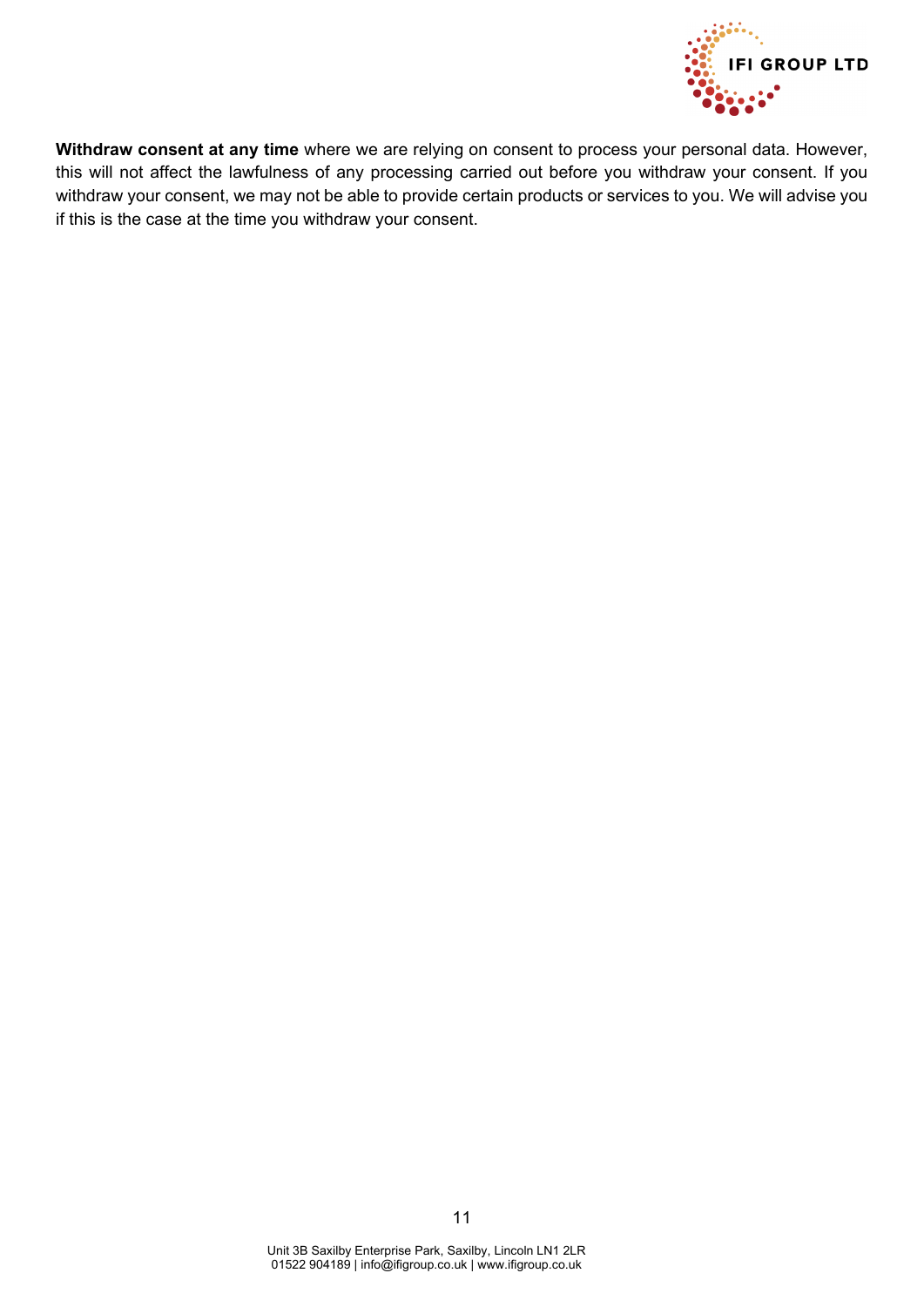**Withdraw consent at any time** where we are relying on consent to process your personal data. However, this will not affect the lawfulness of any processing carried out before you withdraw your consent. If you withdraw your consent, we may not be able to provide certain products or services to you. We will advise you if this is the case at the time you withdraw your consent.